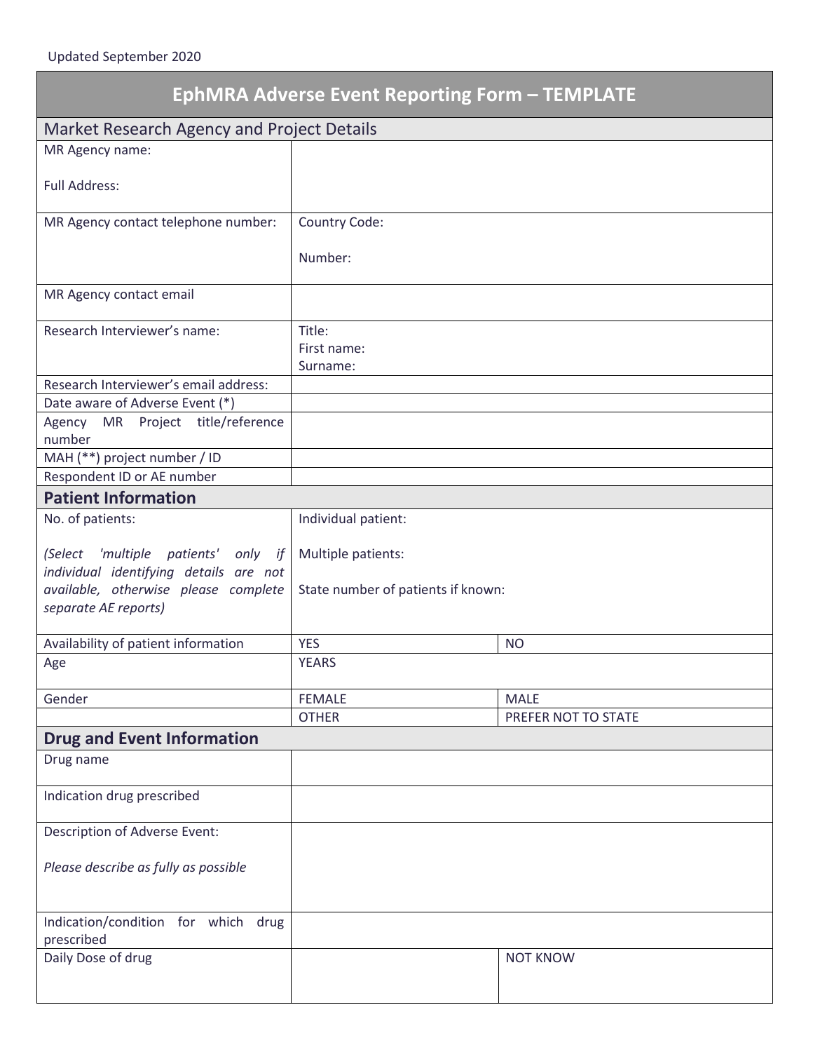Updated September 2020

# EphMRA Adverse Event Reporting Form – TEMPLATE

| Market Research Agency and Project Details | | |
|---|---|---|
| MR Agency name:<br><br>Full Address: | | |
| MR Agency contact telephone number: | Country Code:<br><br>Number: | |
| MR Agency contact email | | |
| Research Interviewer's name: | Title:<br>First name:<br>Surname: | |
| Research Interviewer's email address: | | |
| Date aware of Adverse Event (*) | | |
| Agency MR Project title/reference number | | |
| MAH (**) project number / ID | | |
| Respondent ID or AE number | | |
| **Patient Information** | | |
| No. of patients:<br><br>*(Select 'multiple patients' only if individual identifying details are not available, otherwise please complete separate AE reports)* | Individual patient:<br><br>Multiple patients:<br><br>State number of patients if known: | |
| Availability of patient information | YES | NO |
| Age | YEARS | |
| Gender | FEMALE | MALE |
| | OTHER | PREFER NOT TO STATE |
| **Drug and Event Information** | | |
| Drug name | | |
| Indication drug prescribed | | |
| Description of Adverse Event:<br><br>*Please describe as fully as possible* | | |
| Indication/condition for which drug prescribed | | |
| Daily Dose of drug | | NOT KNOW |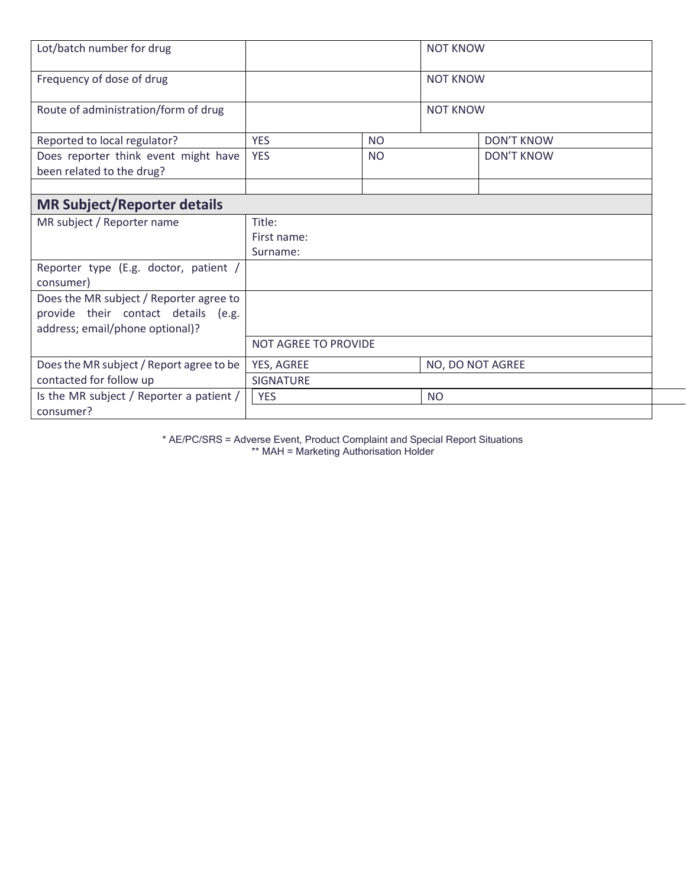| | | | |
|---|---|---|---|
| Lot/batch number for drug | | NOT KNOW | |
| Frequency of dose of drug | | NOT KNOW | |
| Route of administration/form of drug | | NOT KNOW | |
| Reported to local regulator? | YES | NO | DON'T KNOW |
| Does reporter think event might have been related to the drug? | YES | NO | DON'T KNOW |
| | | | |

| **MR Subject/Reporter details** | | |
|---|---|---|
| MR subject / Reporter name | Title:<br>First name:<br>Surname: | |
| Reporter type (E.g. doctor, patient / consumer) | | |
| Does the MR subject / Reporter agree to provide their contact details (e.g. address; email/phone optional)? | | |
| | NOT AGREE TO PROVIDE | |
| Does the MR subject / Report agree to be contacted for follow up | YES, AGREE | NO, DO NOT AGREE |
| | SIGNATURE | |
| Is the MR subject / Reporter a patient / consumer? | YES | NO |

\* AE/PC/SRS = Adverse Event, Product Complaint and Special Report Situations
\*\* MAH = Marketing Authorisation Holder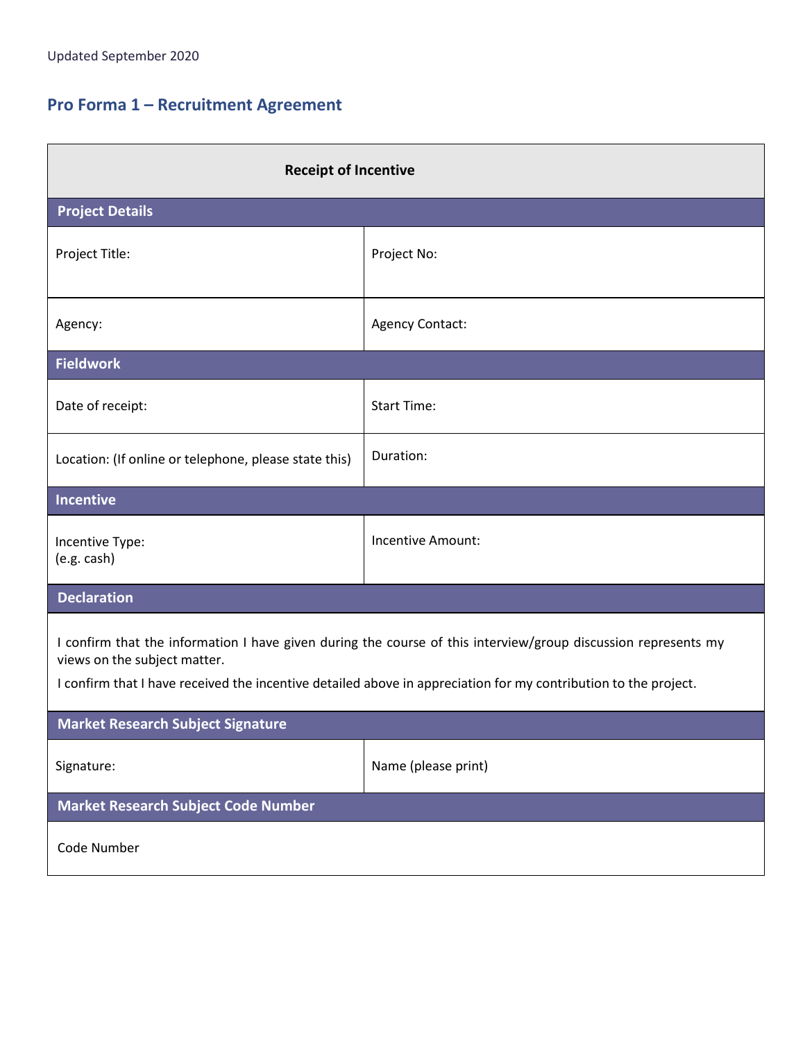Updated September 2020

## Pro Forma 1 – Recruitment Agreement

| **Receipt of Incentive** | |
|---|---|
| **Project Details** | |
| Project Title: | Project No: |
| Agency: | Agency Contact: |
| **Fieldwork** | |
| Date of receipt: | Start Time: |
| Location: (If online or telephone, please state this) | Duration: |
| **Incentive** | |
| Incentive Type:<br>(e.g. cash) | Incentive Amount: |
| **Declaration** | |
| I confirm that the information I have given during the course of this interview/group discussion represents my views on the subject matter.<br>I confirm that I have received the incentive detailed above in appreciation for my contribution to the project. | |
| **Market Research Subject Signature** | |
| Signature: | Name (please print) |
| **Market Research Subject Code Number** | |
| Code Number | |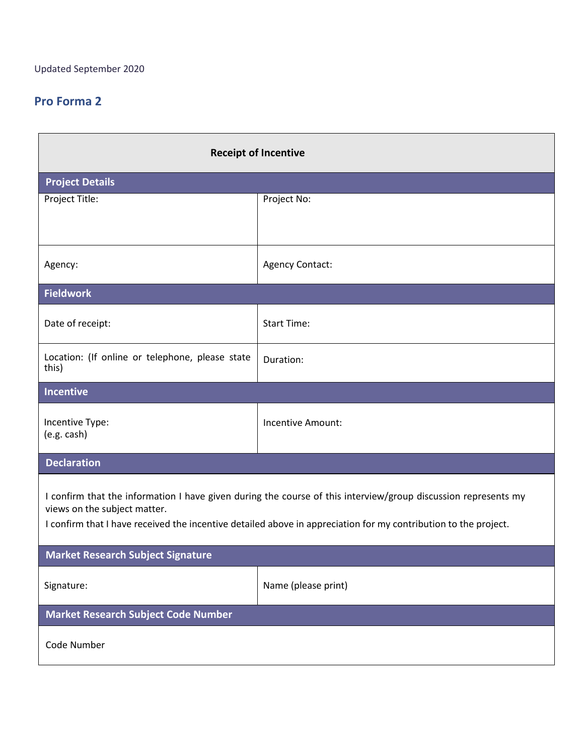Updated September 2020

## Pro Forma 2

| **Receipt of Incentive** | |
|---|---|
| **Project Details** | |
| Project Title: | Project No: |
| Agency: | Agency Contact: |
| **Fieldwork** | |
| Date of receipt: | Start Time: |
| Location: (If online or telephone, please state this) | Duration: |
| **Incentive** | |
| Incentive Type: (e.g. cash) | Incentive Amount: |
| **Declaration** | |
| I confirm that the information I have given during the course of this interview/group discussion represents my views on the subject matter. I confirm that I have received the incentive detailed above in appreciation for my contribution to the project. | |
| **Market Research Subject Signature** | |
| Signature: | Name (please print) |
| **Market Research Subject Code Number** | |
| Code Number | |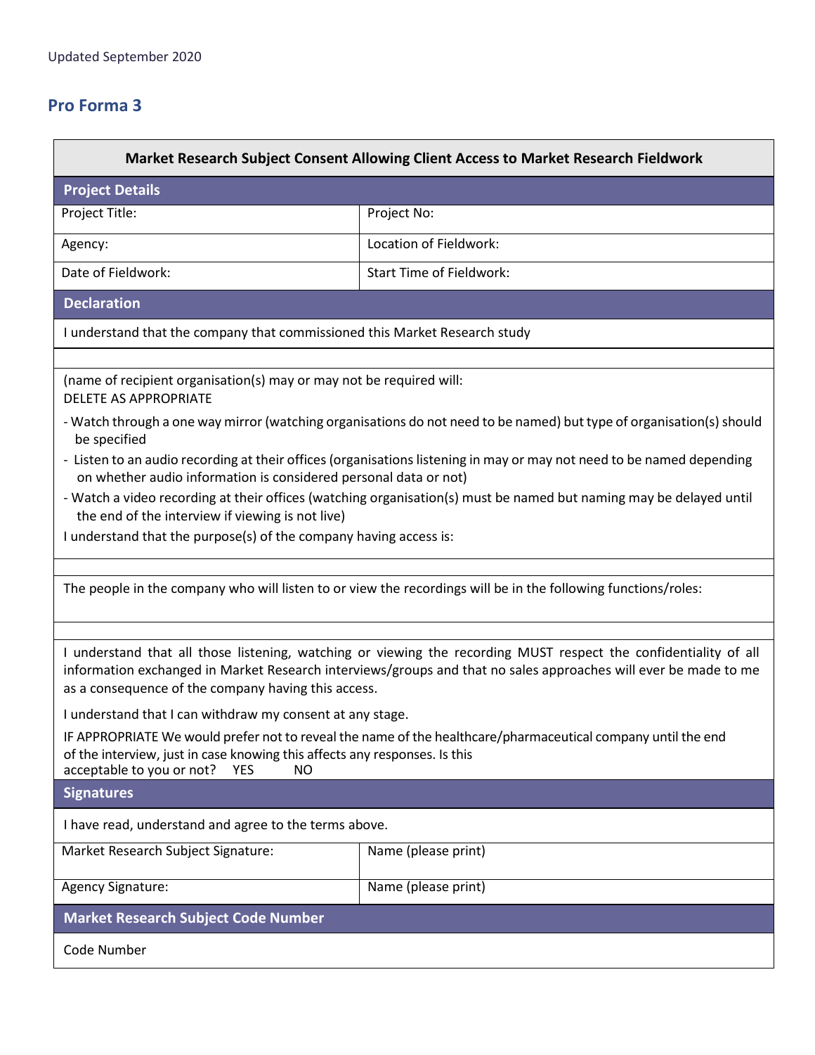Updated September 2020

## Pro Forma 3

| Market Research Subject Consent Allowing Client Access to Market Research Fieldwork | |
|---|---|
| **Project Details** | |
| Project Title: | Project No: |
| Agency: | Location of Fieldwork: |
| Date of Fieldwork: | Start Time of Fieldwork: |

**Declaration**

I understand that the company that commissioned this Market Research study

(name of recipient organisation(s) may or may not be required will:
DELETE AS APPROPRIATE

- Watch through a one way mirror (watching organisations do not need to be named) but type of organisation(s) should be specified
- Listen to an audio recording at their offices (organisations listening in may or may not need to be named depending on whether audio information is considered personal data or not)
- Watch a video recording at their offices (watching organisation(s) must be named but naming may be delayed until the end of the interview if viewing is not live)

I understand that the purpose(s) of the company having access is:

The people in the company who will listen to or view the recordings will be in the following functions/roles:

I understand that all those listening, watching or viewing the recording MUST respect the confidentiality of all information exchanged in Market Research interviews/groups and that no sales approaches will ever be made to me as a consequence of the company having this access.

I understand that I can withdraw my consent at any stage.

IF APPROPRIATE We would prefer not to reveal the name of the healthcare/pharmaceutical company until the end of the interview, just in case knowing this affects any responses. Is this acceptable to you or not? YES NO

**Signatures**

I have read, understand and agree to the terms above.

| Market Research Subject Signature: | Name (please print) |
|---|---|
| Agency Signature: | Name (please print) |

**Market Research Subject Code Number**

Code Number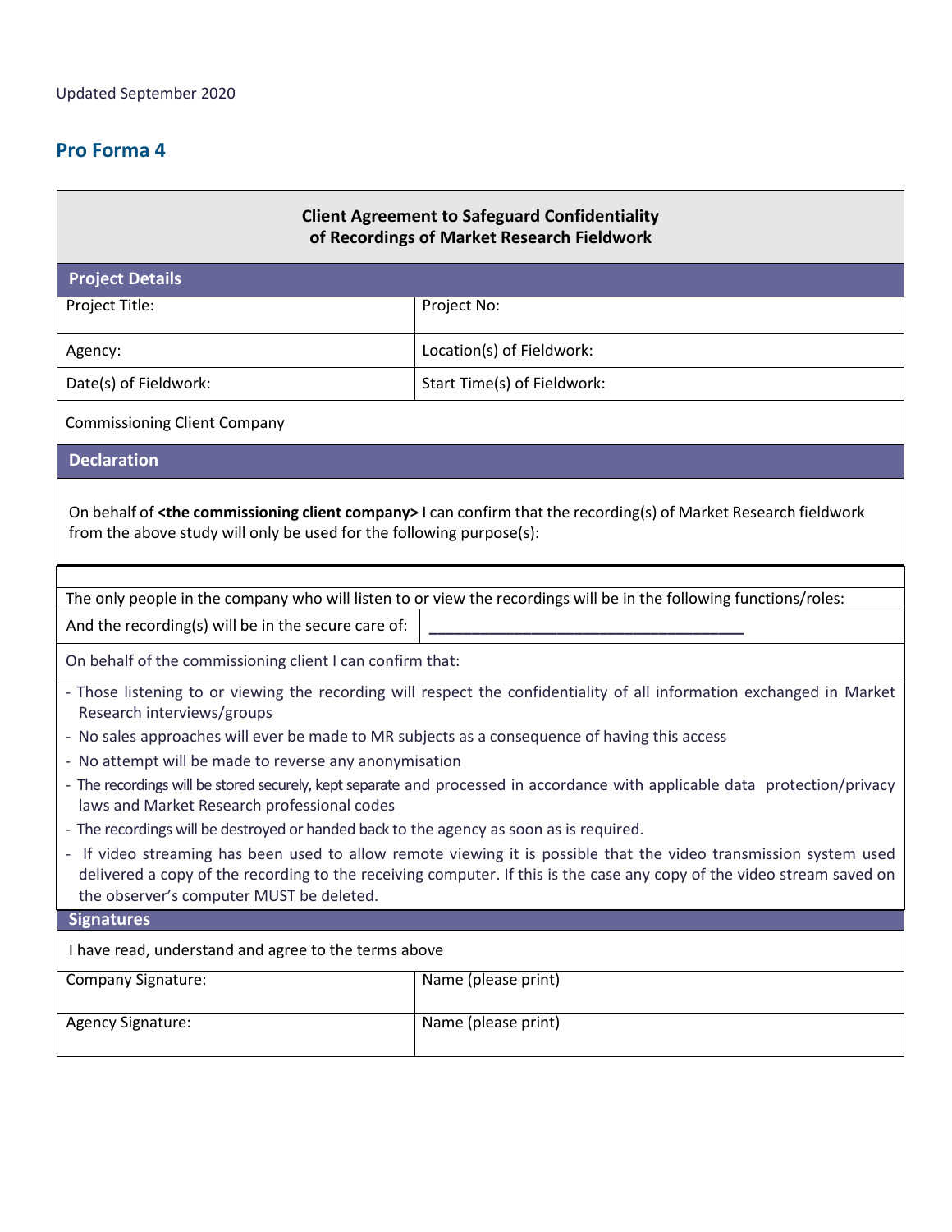Updated September 2020

## Pro Forma 4

| **Client Agreement to Safeguard Confidentiality of Recordings of Market Research Fieldwork** | |
|---|---|
| **Project Details** | |
| Project Title: | Project No: |
| Agency: | Location(s) of Fieldwork: |
| Date(s) of Fieldwork: | Start Time(s) of Fieldwork: |
| Commissioning Client Company | |
| **Declaration** | |
| On behalf of **<the commissioning client company>** I can confirm that the recording(s) of Market Research fieldwork from the above study will only be used for the following purpose(s): | |
| | |
| The only people in the company who will listen to or view the recordings will be in the following functions/roles: | |
| And the recording(s) will be in the secure care of: | ______________________________________ |
| On behalf of the commissioning client I can confirm that: | |

- Those listening to or viewing the recording will respect the confidentiality of all information exchanged in Market Research interviews/groups
- No sales approaches will ever be made to MR subjects as a consequence of having this access
- No attempt will be made to reverse any anonymisation
- The recordings will be stored securely, kept separate and processed in accordance with applicable data protection/privacy laws and Market Research professional codes
- The recordings will be destroyed or handed back to the agency as soon as is required.
- If video streaming has been used to allow remote viewing it is possible that the video transmission system used delivered a copy of the recording to the receiving computer. If this is the case any copy of the video stream saved on the observer's computer MUST be deleted.

| **Signatures** | |
|---|---|
| I have read, understand and agree to the terms above | |
| Company Signature: | Name (please print) |
| Agency Signature: | Name (please print) |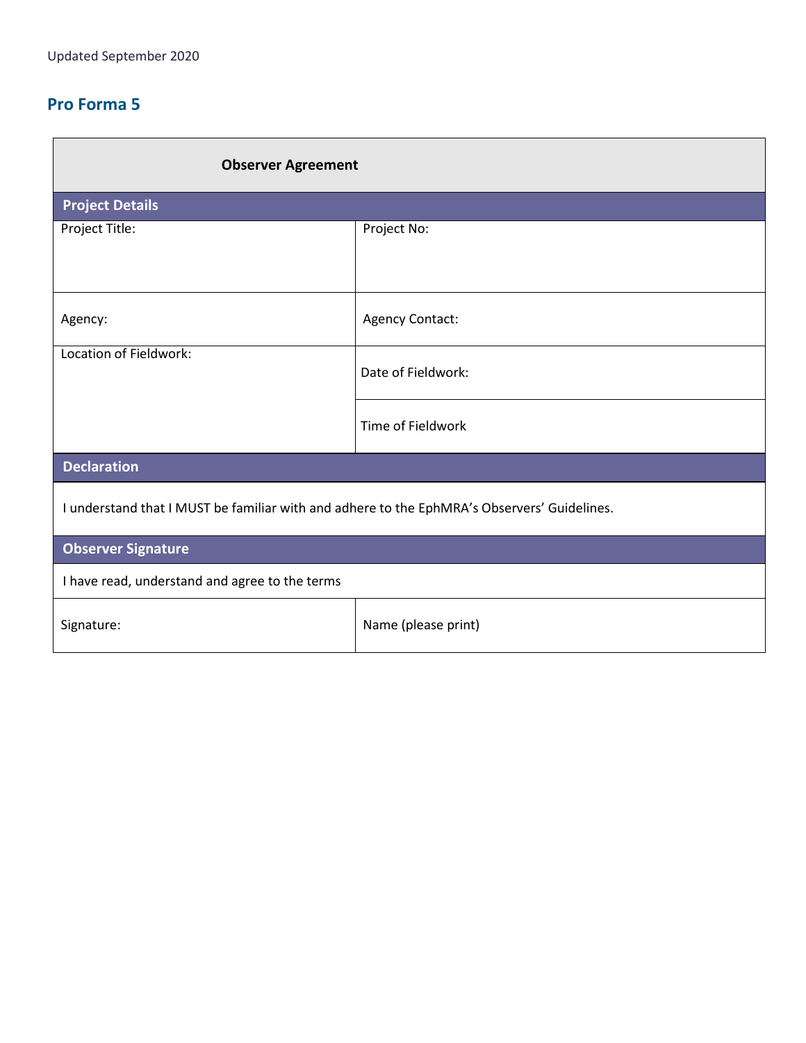Updated September 2020

## Pro Forma 5

| Observer Agreement | |
|---|---|
| **Project Details** | |
| Project Title: | Project No: |
| Agency: | Agency Contact: |
| Location of Fieldwork: | Date of Fieldwork: |
| | Time of Fieldwork |
| **Declaration** | |
| I understand that I MUST be familiar with and adhere to the EphMRA's Observers' Guidelines. | |
| **Observer Signature** | |
| I have read, understand and agree to the terms | |
| Signature: | Name (please print) |